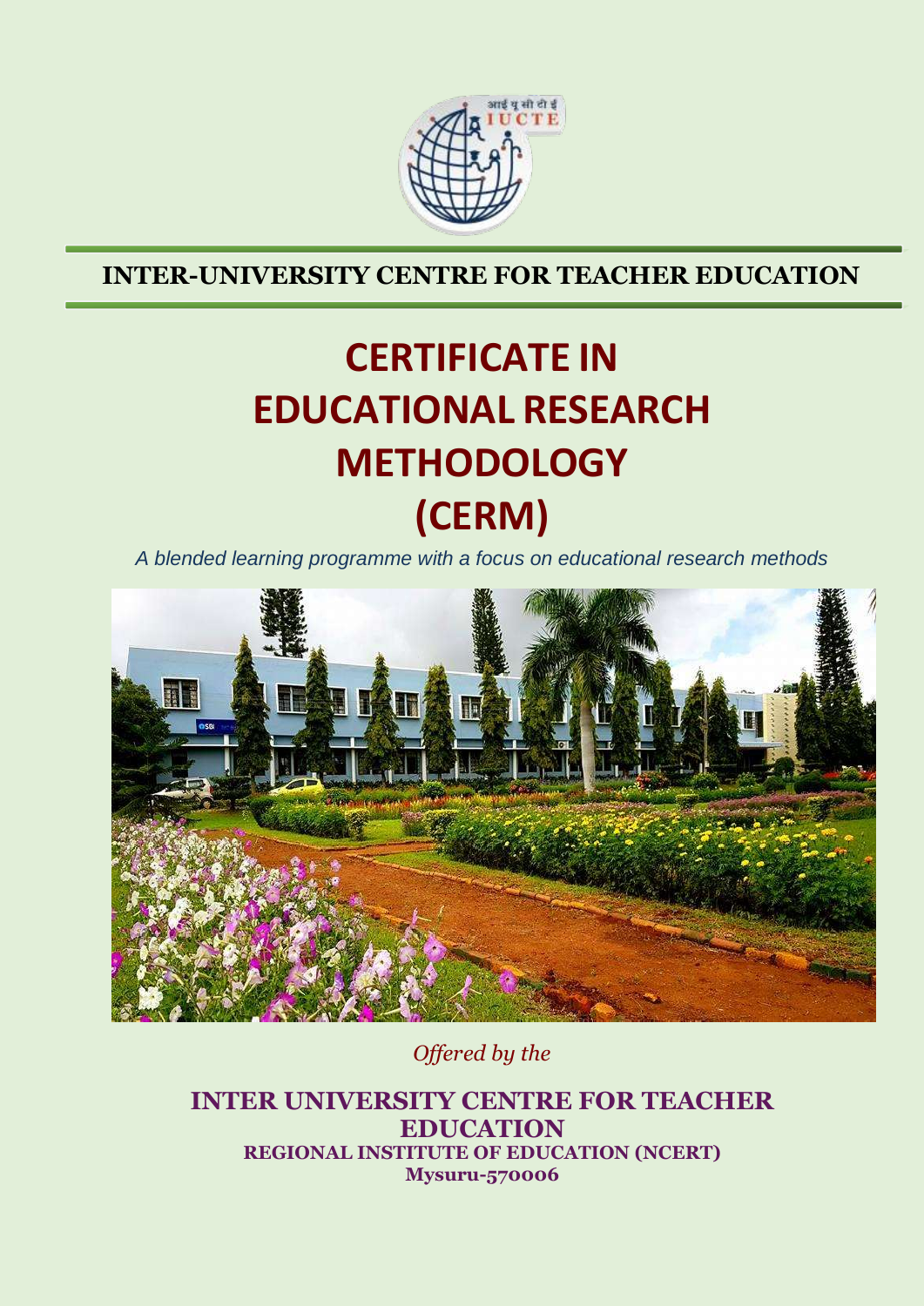**INTER-UNIVERSITY CENTRE FOR TEACHER EDUCATION**

# CERTIFICATE IN EDUCATIONAL RESEARCH METHODOLOGY (CERM)

*A blended learning programme with a focus on educational research methods*

*Offered by the*

**INTER UNIVERSITY CENTRE FOR TEACHER EDUCATION**

**REGIONAL INSTITUTE OF EDUCATION (NCERT)**

**Mysuru-570006**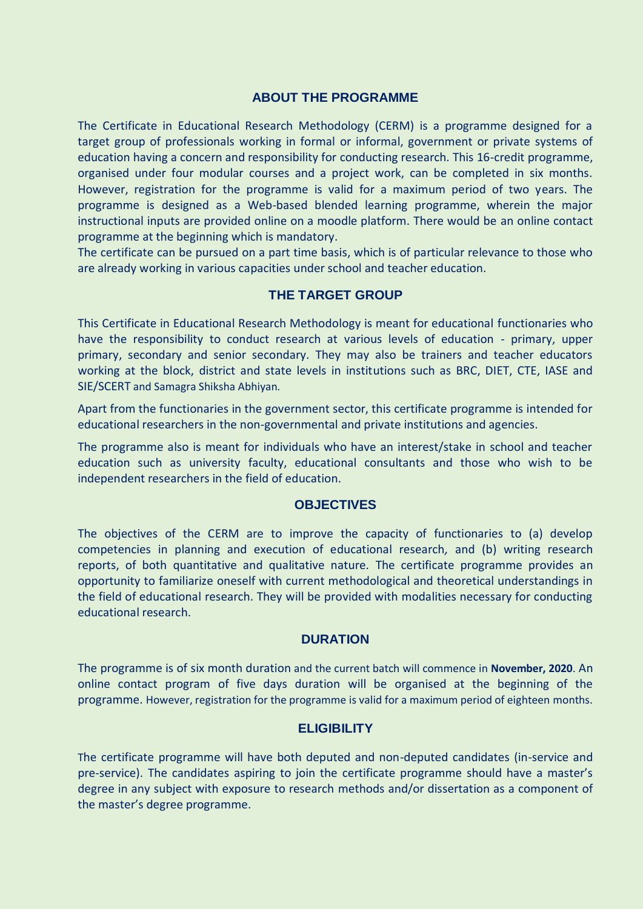## ABOUT THE PROGRAMME

The Certificate in Educational Research Methodology (CERM) is a programme designed for a target group of professionals working in formal or informal, government or private systems of education having a concern and responsibility for conducting research. This 16-credit programme, organised under four modular courses and a project work, can be completed in six months. However, registration for the programme is valid for a maximum period of two years. The programme is designed as a Web-based blended learning programme, wherein the major instructional inputs are provided online on a moodle platform. There would be an online contact programme at the beginning which is mandatory.

The certificate can be pursued on a part time basis, which is of particular relevance to those who are already working in various capacities under school and teacher education.

## THE TARGET GROUP

This Certificate in Educational Research Methodology is meant for educational functionaries who have the responsibility to conduct research at various levels of education - primary, upper primary, secondary and senior secondary. They may also be trainers and teacher educators working at the block, district and state levels in institutions such as BRC, DIET, CTE, IASE and SIE/SCERT and Samagra Shiksha Abhiyan.

Apart from the functionaries in the government sector, this certificate programme is intended for educational researchers in the non-governmental and private institutions and agencies.

The programme also is meant for individuals who have an interest/stake in school and teacher education such as university faculty, educational consultants and those who wish to be independent researchers in the field of education.

## OBJECTIVES

The objectives of the CERM are to improve the capacity of functionaries to (a) develop competencies in planning and execution of educational research, and (b) writing research reports, of both quantitative and qualitative nature. The certificate programme provides an opportunity to familiarize oneself with current methodological and theoretical understandings in the field of educational research. They will be provided with modalities necessary for conducting educational research.

## DURATION

The programme is of six month duration and the current batch will commence in **November, 2020**. An online contact program of five days duration will be organised at the beginning of the programme. However, registration for the programme is valid for a maximum period of eighteen months.

## ELIGIBILITY

The certificate programme will have both deputed and non-deputed candidates (in-service and pre-service). The candidates aspiring to join the certificate programme should have a master's degree in any subject with exposure to research methods and/or dissertation as a component of the master's degree programme.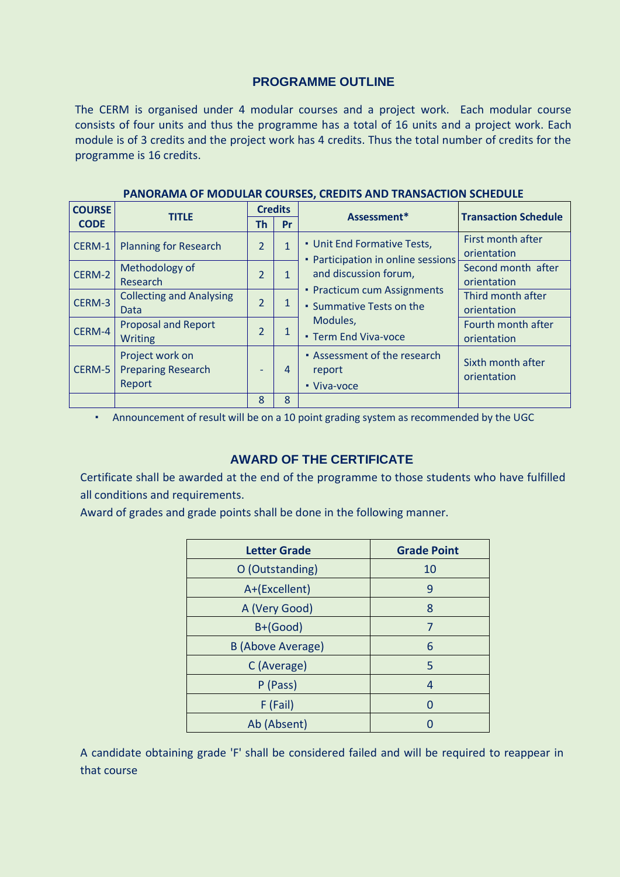## PROGRAMME OUTLINE

The CERM is organised under 4 modular courses and a project work. Each modular course consists of four units and thus the programme has a total of 16 units and a project work. Each module is of 3 credits and the project work has 4 credits. Thus the total number of credits for the programme is 16 credits.

**PANORAMA OF MODULAR COURSES, CREDITS AND TRANSACTION SCHEDULE**

| COURSE CODE | TITLE | Credits | | Assessment* | Transaction Schedule |
|---|---|---|---|---|---|
| | | Th | Pr | | |
| CERM-1 | Planning for Research | 2 | 1 | ▪ Unit End Formative Tests, ▪ Participation in online sessions and discussion forum, ▪ Practicum cum Assignments ▪ Summative Tests on the Modules, ▪ Term End Viva-voce | First month after orientation |
| CERM-2 | Methodology of Research | 2 | 1 | | Second month after orientation |
| CERM-3 | Collecting and Analysing Data | 2 | 1 | | Third month after orientation |
| CERM-4 | Proposal and Report Writing | 2 | 1 | | Fourth month after orientation |
| CERM-5 | Project work on Preparing Research Report | - | 4 | ▪ Assessment of the research report ▪ Viva-voce | Sixth month after orientation |
| | | 8 | 8 | | |

- Announcement of result will be on a 10 point grading system as recommended by the UGC

## AWARD OF THE CERTIFICATE

Certificate shall be awarded at the end of the programme to those students who have fulfilled all conditions and requirements.

Award of grades and grade points shall be done in the following manner.

| Letter Grade | Grade Point |
|---|---|
| O (Outstanding) | 10 |
| A+(Excellent) | 9 |
| A (Very Good) | 8 |
| B+(Good) | 7 |
| B (Above Average) | 6 |
| C (Average) | 5 |
| P (Pass) | 4 |
| F (Fail) | 0 |
| Ab (Absent) | 0 |

A candidate obtaining grade 'F' shall be considered failed and will be required to reappear in that course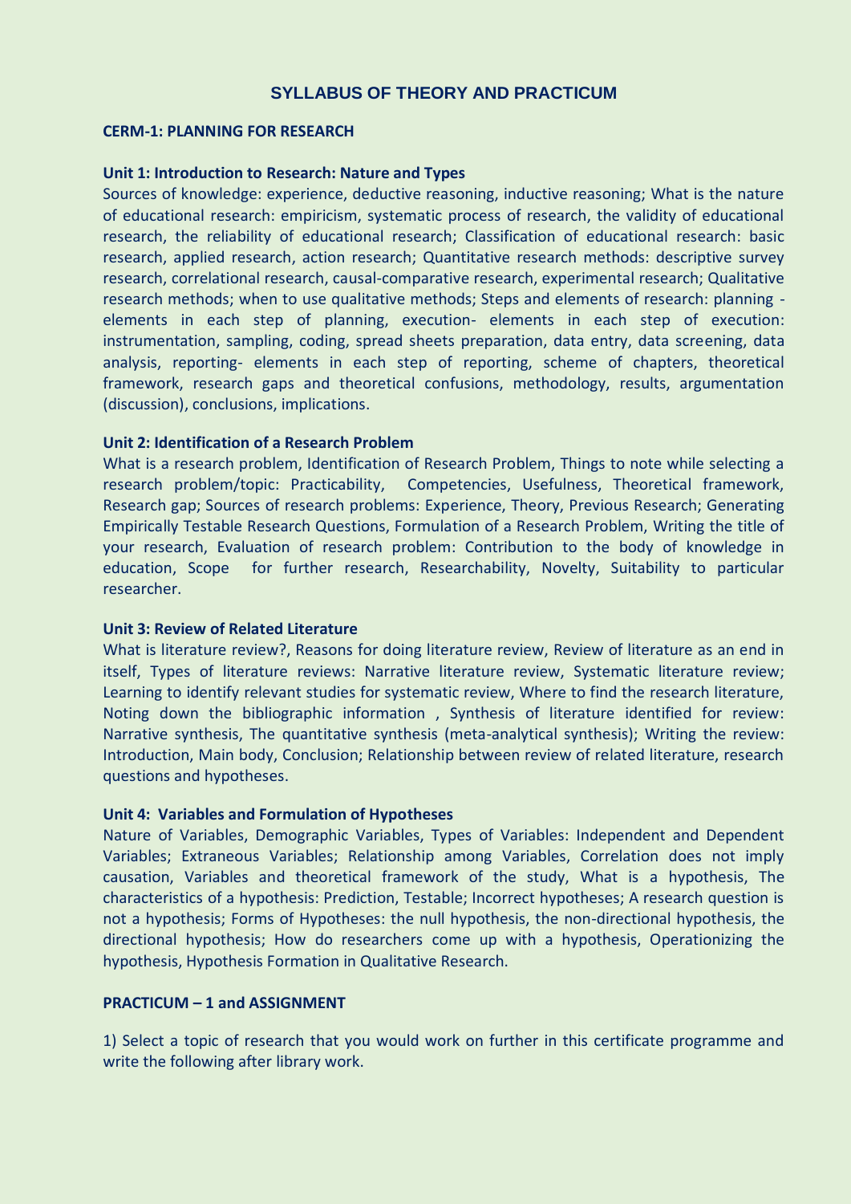# SYLLABUS OF THEORY AND PRACTICUM

## CERM-1: PLANNING FOR RESEARCH

### Unit 1: Introduction to Research: Nature and Types

Sources of knowledge: experience, deductive reasoning, inductive reasoning; What is the nature of educational research: empiricism, systematic process of research, the validity of educational research, the reliability of educational research; Classification of educational research: basic research, applied research, action research; Quantitative research methods: descriptive survey research, correlational research, causal-comparative research, experimental research; Qualitative research methods; when to use qualitative methods; Steps and elements of research: planning - elements in each step of planning, execution- elements in each step of execution: instrumentation, sampling, coding, spread sheets preparation, data entry, data screening, data analysis, reporting- elements in each step of reporting, scheme of chapters, theoretical framework, research gaps and theoretical confusions, methodology, results, argumentation (discussion), conclusions, implications.

### Unit 2: Identification of a Research Problem

What is a research problem, Identification of Research Problem, Things to note while selecting a research problem/topic: Practicability, Competencies, Usefulness, Theoretical framework, Research gap; Sources of research problems: Experience, Theory, Previous Research; Generating Empirically Testable Research Questions, Formulation of a Research Problem, Writing the title of your research, Evaluation of research problem: Contribution to the body of knowledge in education, Scope for further research, Researchability, Novelty, Suitability to particular researcher.

### Unit 3: Review of Related Literature

What is literature review?, Reasons for doing literature review, Review of literature as an end in itself, Types of literature reviews: Narrative literature review, Systematic literature review; Learning to identify relevant studies for systematic review, Where to find the research literature, Noting down the bibliographic information , Synthesis of literature identified for review: Narrative synthesis, The quantitative synthesis (meta-analytical synthesis); Writing the review: Introduction, Main body, Conclusion; Relationship between review of related literature, research questions and hypotheses.

### Unit 4: Variables and Formulation of Hypotheses

Nature of Variables, Demographic Variables, Types of Variables: Independent and Dependent Variables; Extraneous Variables; Relationship among Variables, Correlation does not imply causation, Variables and theoretical framework of the study, What is a hypothesis, The characteristics of a hypothesis: Prediction, Testable; Incorrect hypotheses; A research question is not a hypothesis; Forms of Hypotheses: the null hypothesis, the non-directional hypothesis, the directional hypothesis; How do researchers come up with a hypothesis, Operationizing the hypothesis, Hypothesis Formation in Qualitative Research.

### PRACTICUM – 1 and ASSIGNMENT

1) Select a topic of research that you would work on further in this certificate programme and write the following after library work.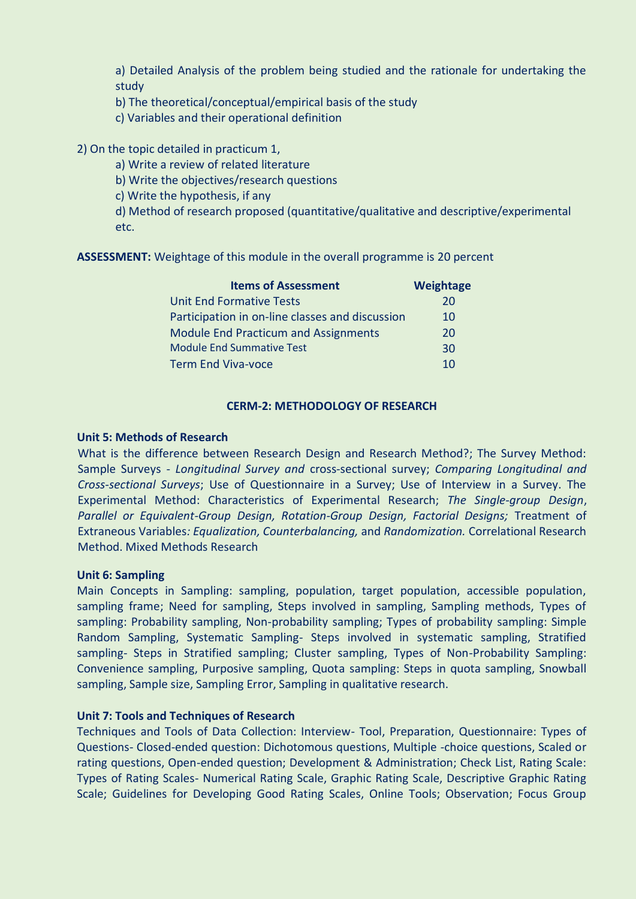a) Detailed Analysis of the problem being studied and the rationale for undertaking the study

b) The theoretical/conceptual/empirical basis of the study

c) Variables and their operational definition

2) On the topic detailed in practicum 1,

a) Write a review of related literature

b) Write the objectives/research questions

c) Write the hypothesis, if any

d) Method of research proposed (quantitative/qualitative and descriptive/experimental etc.

**ASSESSMENT:** Weightage of this module in the overall programme is 20 percent

| Items of Assessment | Weightage |
|---|---|
| Unit End Formative Tests | 20 |
| Participation in on-line classes and discussion | 10 |
| Module End Practicum and Assignments | 20 |
| Module End Summative Test | 30 |
| Term End Viva-voce | 10 |

## CERM-2: METHODOLOGY OF RESEARCH

### Unit 5: Methods of Research

What is the difference between Research Design and Research Method?; The Survey Method: Sample Surveys - *Longitudinal Survey and* cross-sectional survey; *Comparing Longitudinal and Cross-sectional Surveys*; Use of Questionnaire in a Survey; Use of Interview in a Survey. The Experimental Method: Characteristics of Experimental Research; *The Single-group Design*, *Parallel or Equivalent-Group Design, Rotation-Group Design, Factorial Designs;* Treatment of Extraneous Variables*: Equalization, Counterbalancing,* and *Randomization.* Correlational Research Method. Mixed Methods Research

### Unit 6: Sampling

Main Concepts in Sampling: sampling, population, target population, accessible population, sampling frame; Need for sampling, Steps involved in sampling, Sampling methods, Types of sampling: Probability sampling, Non-probability sampling; Types of probability sampling: Simple Random Sampling, Systematic Sampling- Steps involved in systematic sampling, Stratified sampling- Steps in Stratified sampling; Cluster sampling, Types of Non-Probability Sampling: Convenience sampling, Purposive sampling, Quota sampling: Steps in quota sampling, Snowball sampling, Sample size, Sampling Error, Sampling in qualitative research.

### Unit 7: Tools and Techniques of Research

Techniques and Tools of Data Collection: Interview- Tool, Preparation, Questionnaire: Types of Questions- Closed-ended question: Dichotomous questions, Multiple -choice questions, Scaled or rating questions, Open-ended question; Development & Administration; Check List, Rating Scale: Types of Rating Scales- Numerical Rating Scale, Graphic Rating Scale, Descriptive Graphic Rating Scale; Guidelines for Developing Good Rating Scales, Online Tools; Observation; Focus Group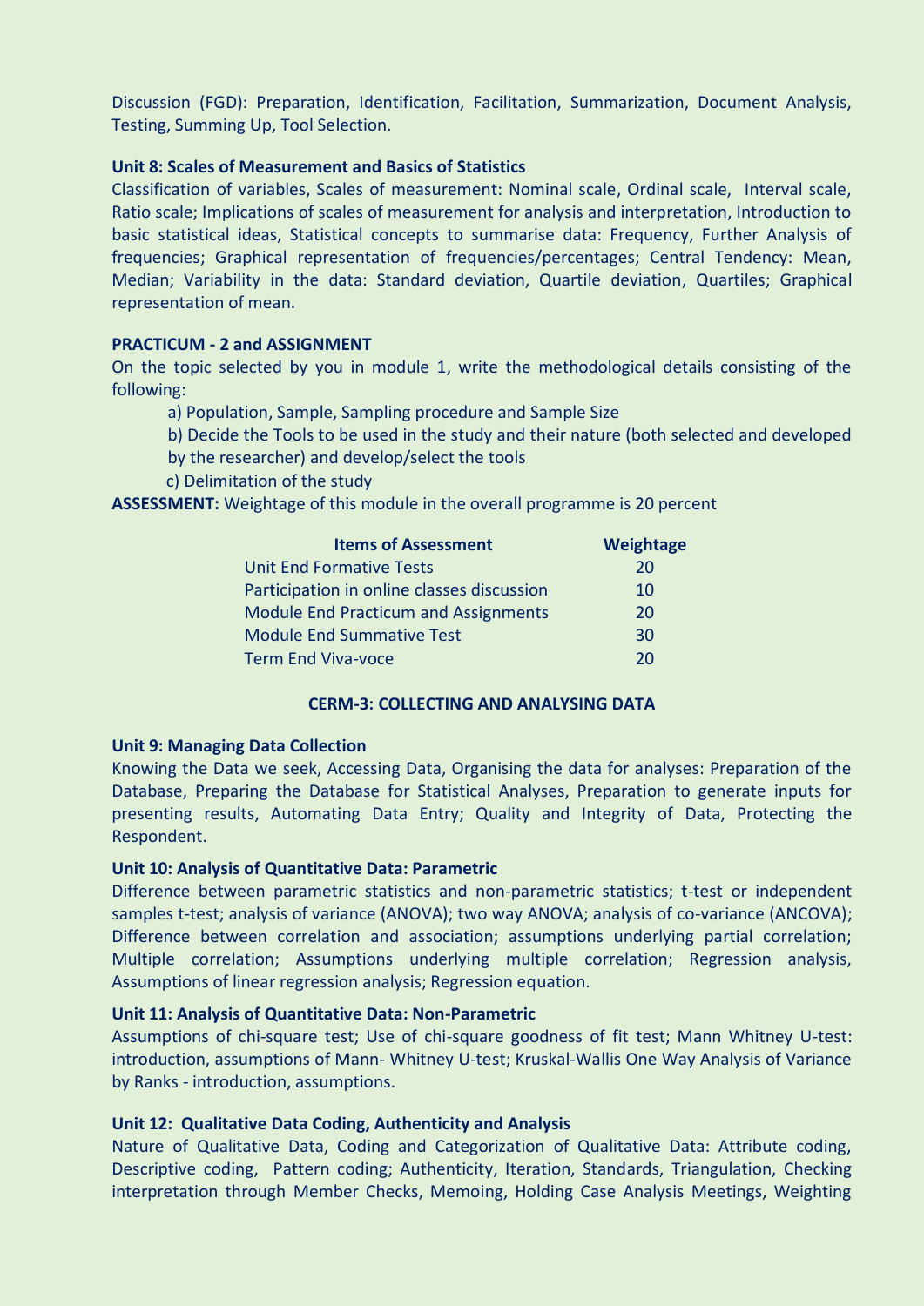Discussion (FGD): Preparation, Identification, Facilitation, Summarization, Document Analysis, Testing, Summing Up, Tool Selection.

**Unit 8: Scales of Measurement and Basics of Statistics**

Classification of variables, Scales of measurement: Nominal scale, Ordinal scale, Interval scale, Ratio scale; Implications of scales of measurement for analysis and interpretation, Introduction to basic statistical ideas, Statistical concepts to summarise data: Frequency, Further Analysis of frequencies; Graphical representation of frequencies/percentages; Central Tendency: Mean, Median; Variability in the data: Standard deviation, Quartile deviation, Quartiles; Graphical representation of mean.

**PRACTICUM - 2 and ASSIGNMENT**

On the topic selected by you in module 1, write the methodological details consisting of the following:

a) Population, Sample, Sampling procedure and Sample Size

b) Decide the Tools to be used in the study and their nature (both selected and developed by the researcher) and develop/select the tools

c) Delimitation of the study

**ASSESSMENT:** Weightage of this module in the overall programme is 20 percent

| Items of Assessment | Weightage |
|---|---|
| Unit End Formative Tests | 20 |
| Participation in online classes discussion | 10 |
| Module End Practicum and Assignments | 20 |
| Module End Summative Test | 30 |
| Term End Viva-voce | 20 |

## CERM-3: COLLECTING AND ANALYSING DATA

**Unit 9: Managing Data Collection**

Knowing the Data we seek, Accessing Data, Organising the data for analyses: Preparation of the Database, Preparing the Database for Statistical Analyses, Preparation to generate inputs for presenting results, Automating Data Entry; Quality and Integrity of Data, Protecting the Respondent.

**Unit 10: Analysis of Quantitative Data: Parametric**

Difference between parametric statistics and non-parametric statistics; t-test or independent samples t-test; analysis of variance (ANOVA); two way ANOVA; analysis of co-variance (ANCOVA); Difference between correlation and association; assumptions underlying partial correlation; Multiple correlation; Assumptions underlying multiple correlation; Regression analysis, Assumptions of linear regression analysis; Regression equation.

**Unit 11: Analysis of Quantitative Data: Non-Parametric**

Assumptions of chi-square test; Use of chi-square goodness of fit test; Mann Whitney U-test: introduction, assumptions of Mann- Whitney U-test; Kruskal-Wallis One Way Analysis of Variance by Ranks - introduction, assumptions.

**Unit 12: Qualitative Data Coding, Authenticity and Analysis**

Nature of Qualitative Data, Coding and Categorization of Qualitative Data: Attribute coding, Descriptive coding, Pattern coding; Authenticity, Iteration, Standards, Triangulation, Checking interpretation through Member Checks, Memoing, Holding Case Analysis Meetings, Weighting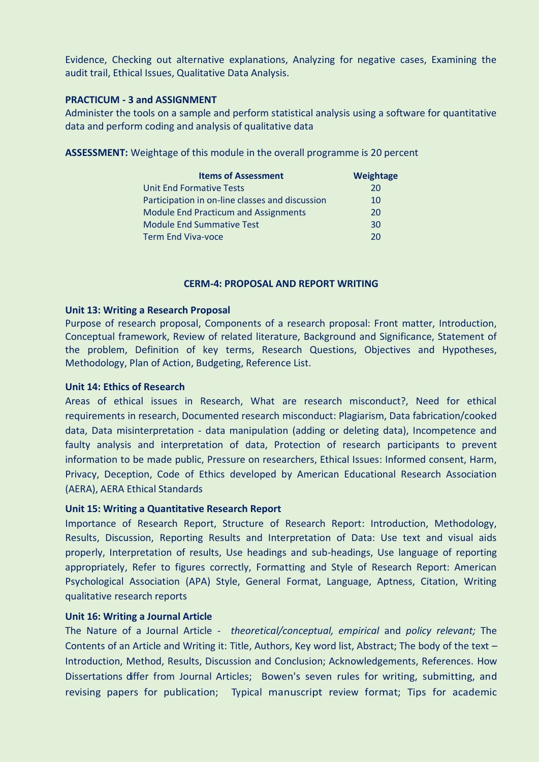Evidence, Checking out alternative explanations, Analyzing for negative cases, Examining the audit trail, Ethical Issues, Qualitative Data Analysis.

**PRACTICUM - 3 and ASSIGNMENT**

Administer the tools on a sample and perform statistical analysis using a software for quantitative data and perform coding and analysis of qualitative data

**ASSESSMENT:** Weightage of this module in the overall programme is 20 percent

| Items of Assessment | Weightage |
|---|---|
| Unit End Formative Tests | 20 |
| Participation in on-line classes and discussion | 10 |
| Module End Practicum and Assignments | 20 |
| Module End Summative Test | 30 |
| Term End Viva-voce | 20 |

## CERM-4: PROPOSAL AND REPORT WRITING

### Unit 13: Writing a Research Proposal

Purpose of research proposal, Components of a research proposal: Front matter, Introduction, Conceptual framework, Review of related literature, Background and Significance, Statement of the problem, Definition of key terms, Research Questions, Objectives and Hypotheses, Methodology, Plan of Action, Budgeting, Reference List.

### Unit 14: Ethics of Research

Areas of ethical issues in Research, What are research misconduct?, Need for ethical requirements in research, Documented research misconduct: Plagiarism, Data fabrication/cooked data, Data misinterpretation - data manipulation (adding or deleting data), Incompetence and faulty analysis and interpretation of data, Protection of research participants to prevent information to be made public, Pressure on researchers, Ethical Issues: Informed consent, Harm, Privacy, Deception, Code of Ethics developed by American Educational Research Association (AERA), AERA Ethical Standards

### Unit 15: Writing a Quantitative Research Report

Importance of Research Report, Structure of Research Report: Introduction, Methodology, Results, Discussion, Reporting Results and Interpretation of Data: Use text and visual aids properly, Interpretation of results, Use headings and sub-headings, Use language of reporting appropriately, Refer to figures correctly, Formatting and Style of Research Report: American Psychological Association (APA) Style, General Format, Language, Aptness, Citation, Writing qualitative research reports

### Unit 16: Writing a Journal Article

The Nature of a Journal Article - *theoretical/conceptual, empirical* and *policy relevant;* The Contents of an Article and Writing it: Title, Authors, Key word list, Abstract; The body of the text – Introduction, Method, Results, Discussion and Conclusion; Acknowledgements, References. How Dissertations differ from Journal Articles; Bowen's seven rules for writing, submitting, and revising papers for publication; Typical manuscript review format; Tips for academic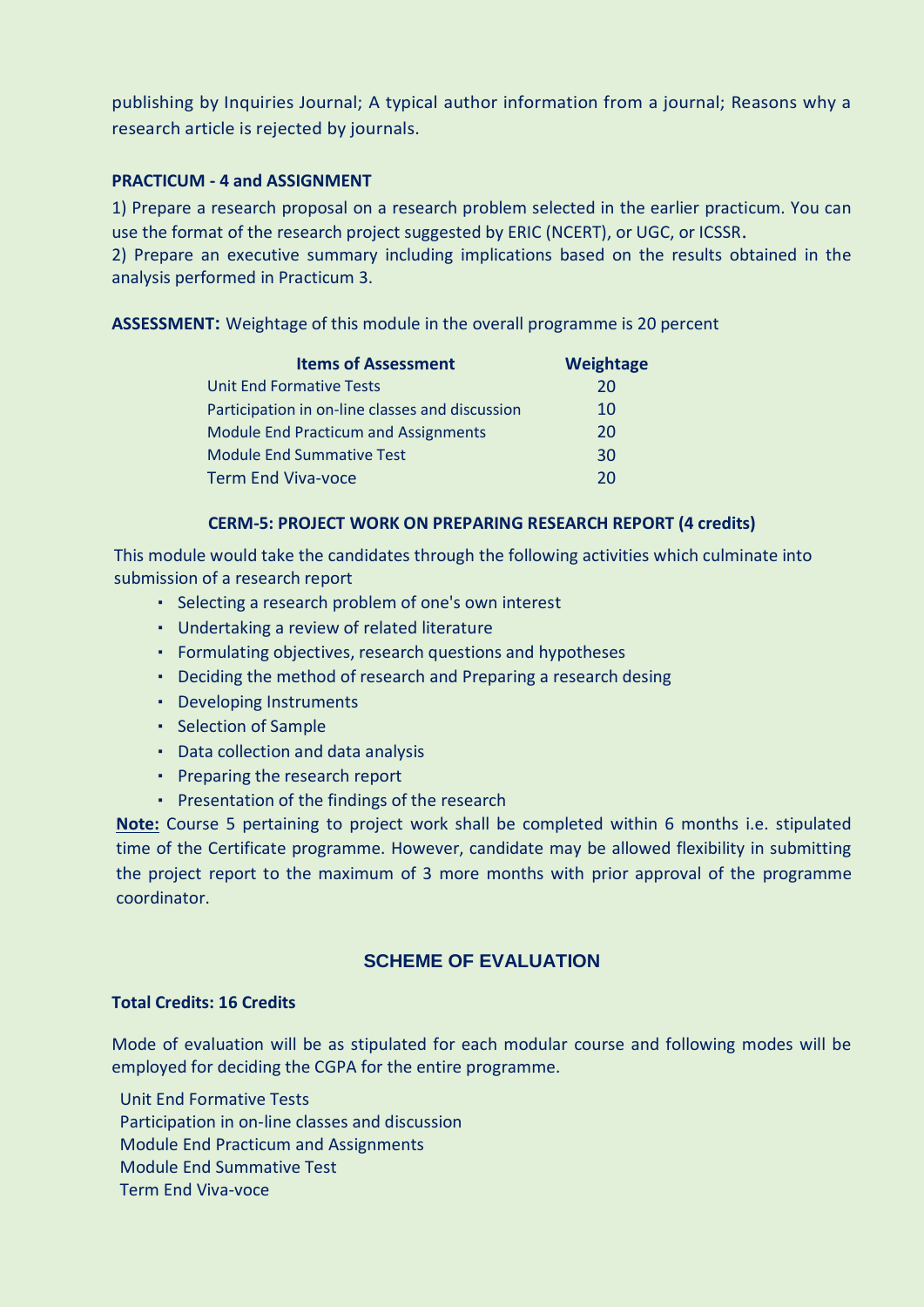publishing by Inquiries Journal; A typical author information from a journal; Reasons why a research article is rejected by journals.

**PRACTICUM - 4 and ASSIGNMENT**

1) Prepare a research proposal on a research problem selected in the earlier practicum. You can use the format of the research project suggested by ERIC (NCERT), or UGC, or ICSSR.
2) Prepare an executive summary including implications based on the results obtained in the analysis performed in Practicum 3.

**ASSESSMENT:** Weightage of this module in the overall programme is 20 percent

| Items of Assessment | Weightage |
|---|---|
| Unit End Formative Tests | 20 |
| Participation in on-line classes and discussion | 10 |
| Module End Practicum and Assignments | 20 |
| Module End Summative Test | 30 |
| Term End Viva-voce | 20 |

### CERM-5: PROJECT WORK ON PREPARING RESEARCH REPORT (4 credits)

This module would take the candidates through the following activities which culminate into submission of a research report

- Selecting a research problem of one's own interest
- Undertaking a review of related literature
- Formulating objectives, research questions and hypotheses
- Deciding the method of research and Preparing a research desing
- Developing Instruments
- Selection of Sample
- Data collection and data analysis
- Preparing the research report
- Presentation of the findings of the research

**Note:** Course 5 pertaining to project work shall be completed within 6 months i.e. stipulated time of the Certificate programme. However, candidate may be allowed flexibility in submitting the project report to the maximum of 3 more months with prior approval of the programme coordinator.

## SCHEME OF EVALUATION

**Total Credits: 16 Credits**

Mode of evaluation will be as stipulated for each modular course and following modes will be employed for deciding the CGPA for the entire programme.

Unit End Formative Tests
Participation in on-line classes and discussion
Module End Practicum and Assignments
Module End Summative Test
Term End Viva-voce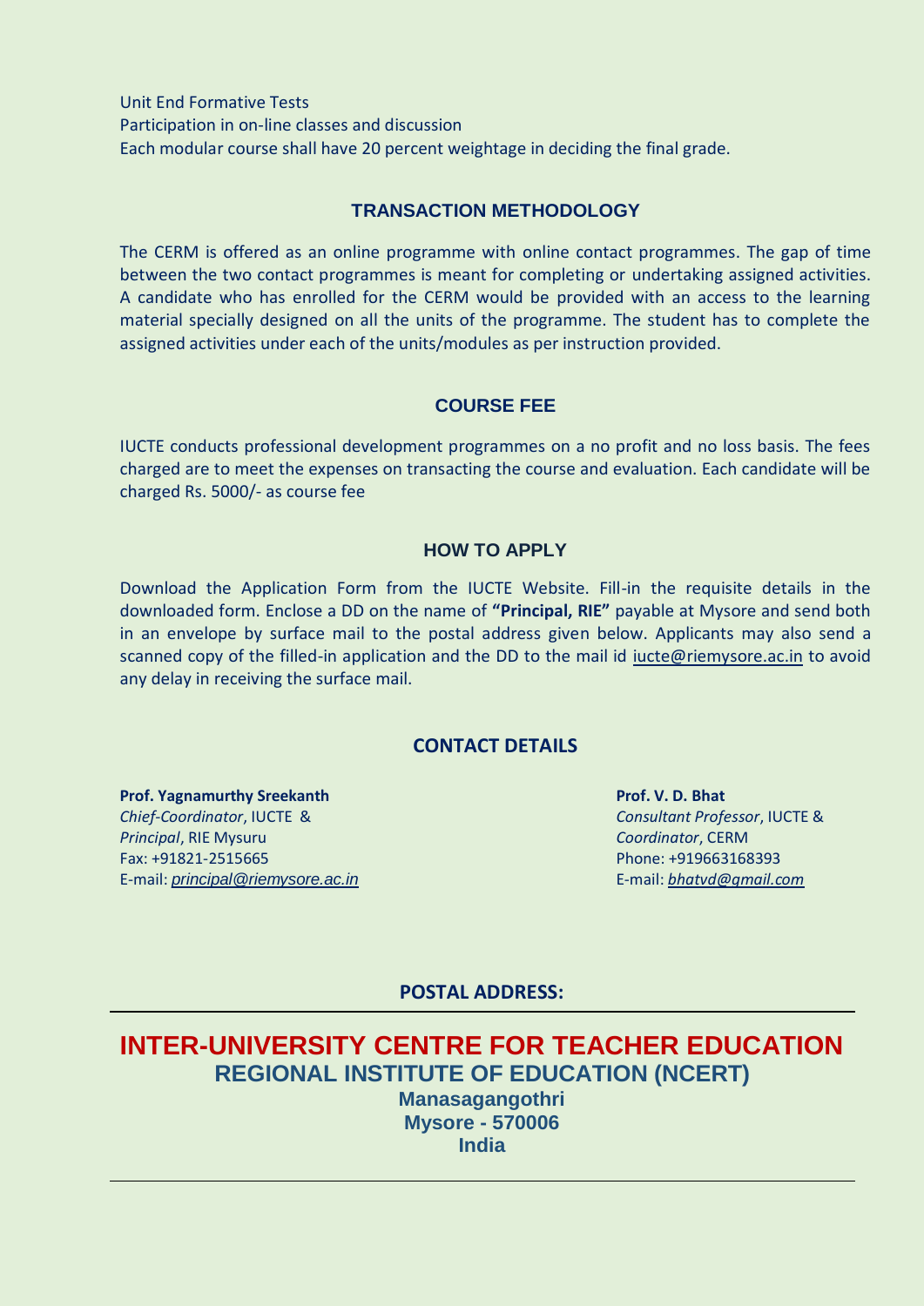Unit End Formative Tests
Participation in on-line classes and discussion
Each modular course shall have 20 percent weightage in deciding the final grade.

## TRANSACTION METHODOLOGY

The CERM is offered as an online programme with online contact programmes. The gap of time between the two contact programmes is meant for completing or undertaking assigned activities. A candidate who has enrolled for the CERM would be provided with an access to the learning material specially designed on all the units of the programme. The student has to complete the assigned activities under each of the units/modules as per instruction provided.

## COURSE FEE

IUCTE conducts professional development programmes on a no profit and no loss basis. The fees charged are to meet the expenses on transacting the course and evaluation. Each candidate will be charged Rs. 5000/- as course fee

## HOW TO APPLY

Download the Application Form from the IUCTE Website. Fill-in the requisite details in the downloaded form. Enclose a DD on the name of **"Principal, RIE"** payable at Mysore and send both in an envelope by surface mail to the postal address given below. Applicants may also send a scanned copy of the filled-in application and the DD to the mail id iucte@riemysore.ac.in to avoid any delay in receiving the surface mail.

## CONTACT DETAILS

**Prof. Yagnamurthy Sreekanth**
*Chief-Coordinator*, IUCTE &
*Principal*, RIE Mysuru
Fax: +91821-2515665
E-mail: *principal@riemysore.ac.in*

**Prof. V. D. Bhat**
*Consultant Professor*, IUCTE &
*Coordinator*, CERM
Phone: +919663168393
E-mail: *bhatvd@gmail.com*

**POSTAL ADDRESS:**

**INTER-UNIVERSITY CENTRE FOR TEACHER EDUCATION**
**REGIONAL INSTITUTE OF EDUCATION (NCERT)**
**Manasagangothri**
**Mysore - 570006**
**India**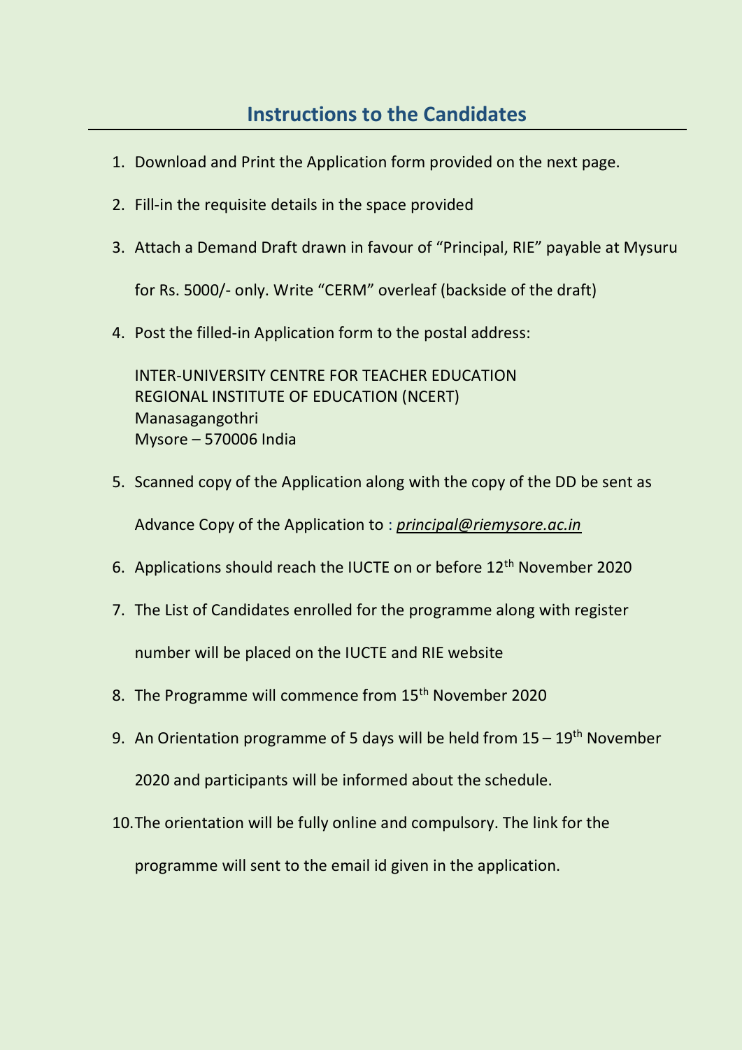## Instructions to the Candidates

1. Download and Print the Application form provided on the next page.
2. Fill-in the requisite details in the space provided
3. Attach a Demand Draft drawn in favour of "Principal, RIE" payable at Mysuru for Rs. 5000/- only. Write "CERM" overleaf (backside of the draft)
4. Post the filled-in Application form to the postal address:

   INTER-UNIVERSITY CENTRE FOR TEACHER EDUCATION
   REGIONAL INSTITUTE OF EDUCATION (NCERT)
   Manasagangothri
   Mysore – 570006 India

5. Scanned copy of the Application along with the copy of the DD be sent as Advance Copy of the Application to : *principal@riemysore.ac.in*
6. Applications should reach the IUCTE on or before 12th November 2020
7. The List of Candidates enrolled for the programme along with register number will be placed on the IUCTE and RIE website
8. The Programme will commence from 15th November 2020
9. An Orientation programme of 5 days will be held from 15 – 19th November 2020 and participants will be informed about the schedule.
10. The orientation will be fully online and compulsory. The link for the programme will sent to the email id given in the application.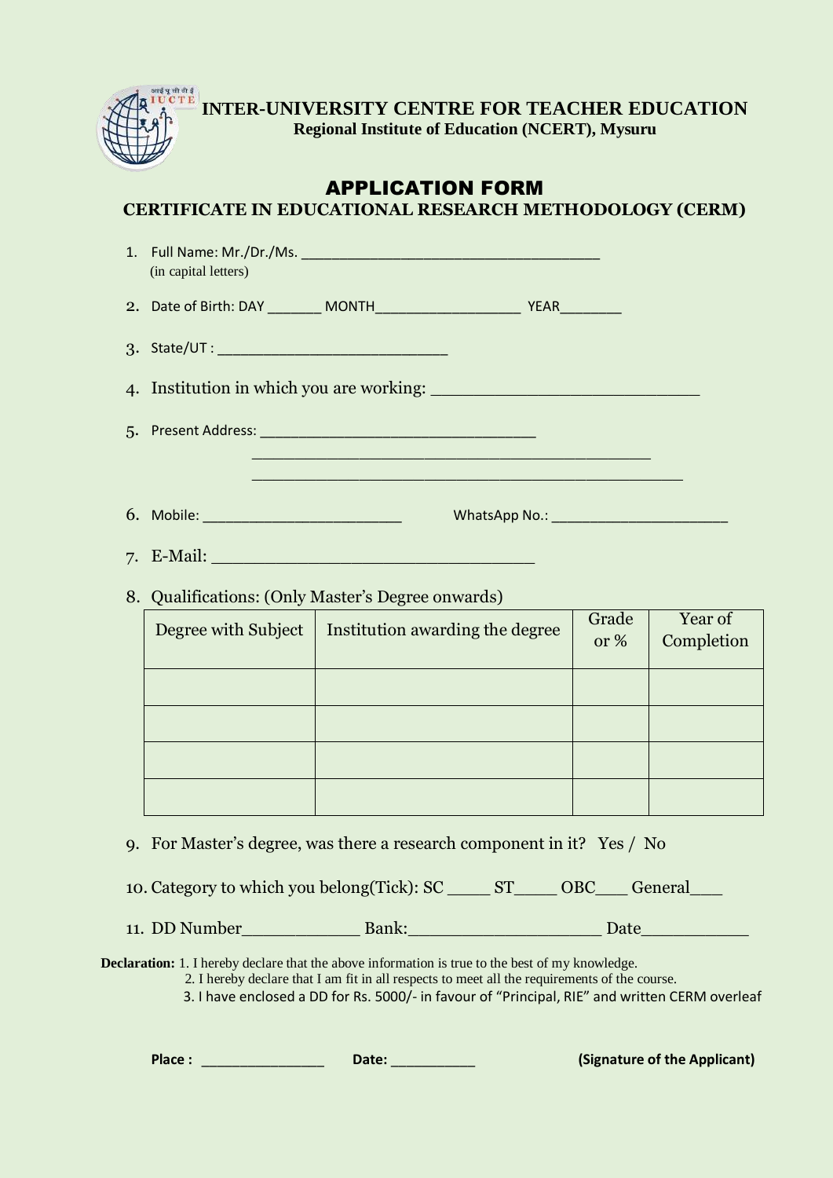# INTER-UNIVERSITY CENTRE FOR TEACHER EDUCATION

**Regional Institute of Education (NCERT), Mysuru**

## APPLICATION FORM

## CERTIFICATE IN EDUCATIONAL RESEARCH METHODOLOGY (CERM)

1. Full Name: Mr./Dr./Ms. ___________________________________
   (in capital letters)
2. Date of Birth: DAY _______ MONTH__________________ YEAR________
3. State/UT : ___________________________
4. Institution in which you are working: ___________________________
5. Present Address: _________________________________
   _______________________________________________
   _______________________________________________
6. Mobile: ________________________ WhatsApp No.: _____________________
7. E-Mail: ________________________________
8. Qualifications: (Only Master's Degree onwards)

| Degree with Subject | Institution awarding the degree | Grade or % | Year of Completion |
|---|---|---|---|
| | | | |
| | | | |
| | | | |
| | | | |

9. For Master's degree, was there a research component in it? Yes / No
10. Category to which you belong(Tick): SC _____ ST_____ OBC____ General____
11. DD Number____________ Bank:____________________ Date___________

**Declaration:** 1. I hereby declare that the above information is true to the best of my knowledge.
2. I hereby declare that I am fit in all respects to meet all the requirements of the course.
3. I have enclosed a DD for Rs. 5000/- in favour of "Principal, RIE" and written CERM overleaf

**Place :** _______________ **Date:** ___________ **(Signature of the Applicant)**